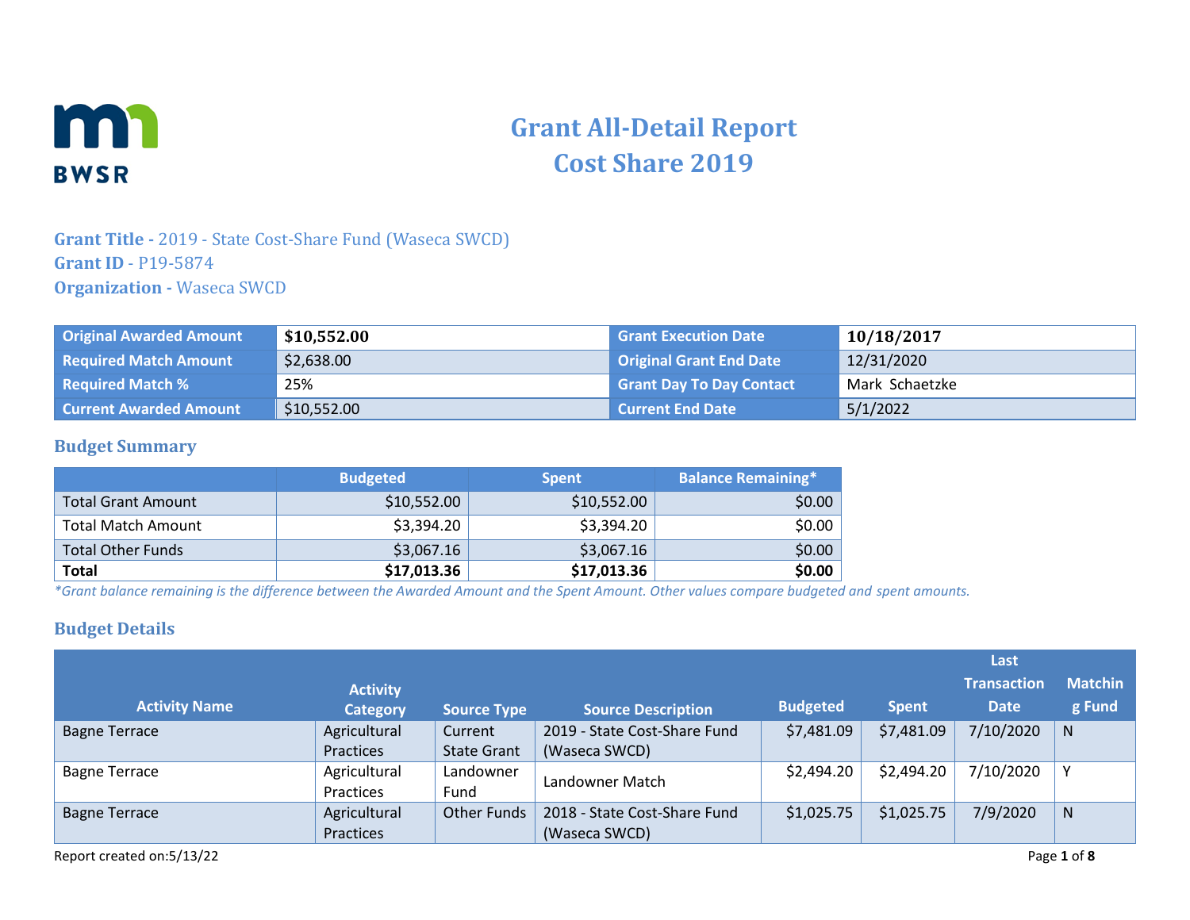# Grant All-Detail Report
# Cost Share 2019

**Grant Title -** 2019 - State Cost-Share Fund (Waseca SWCD)
**Grant ID** - P19-5874
**Organization -** Waseca SWCD

| Original Awarded Amount | $10,552.00 | Grant Execution Date | 10/18/2017 |
|---|---|---|---|
| Required Match Amount | $2,638.00 | Original Grant End Date | 12/31/2020 |
| Required Match % | 25% | Grant Day To Day Contact | Mark Schaetzke |
| Current Awarded Amount | $10,552.00 | Current End Date | 5/1/2022 |

## Budget Summary

| | Budgeted | Spent | Balance Remaining* |
|---|---|---|---|
| Total Grant Amount | $10,552.00 | $10,552.00 | $0.00 |
| Total Match Amount | $3,394.20 | $3,394.20 | $0.00 |
| Total Other Funds | $3,067.16 | $3,067.16 | $0.00 |
| **Total** | **$17,013.36** | **$17,013.36** | **$0.00** |

*\*Grant balance remaining is the difference between the Awarded Amount and the Spent Amount. Other values compare budgeted and spent amounts.*

## Budget Details

| Activity Name | Activity Category | Source Type | Source Description | Budgeted | Spent | Last Transaction Date | Matching Fund |
|---|---|---|---|---|---|---|---|
| Bagne Terrace | Agricultural Practices | Current State Grant | 2019 - State Cost-Share Fund (Waseca SWCD) | $7,481.09 | $7,481.09 | 7/10/2020 | N |
| Bagne Terrace | Agricultural Practices | Landowner Fund | Landowner Match | $2,494.20 | $2,494.20 | 7/10/2020 | Y |
| Bagne Terrace | Agricultural Practices | Other Funds | 2018 - State Cost-Share Fund (Waseca SWCD) | $1,025.75 | $1,025.75 | 7/9/2020 | N |

Report created on:5/13/22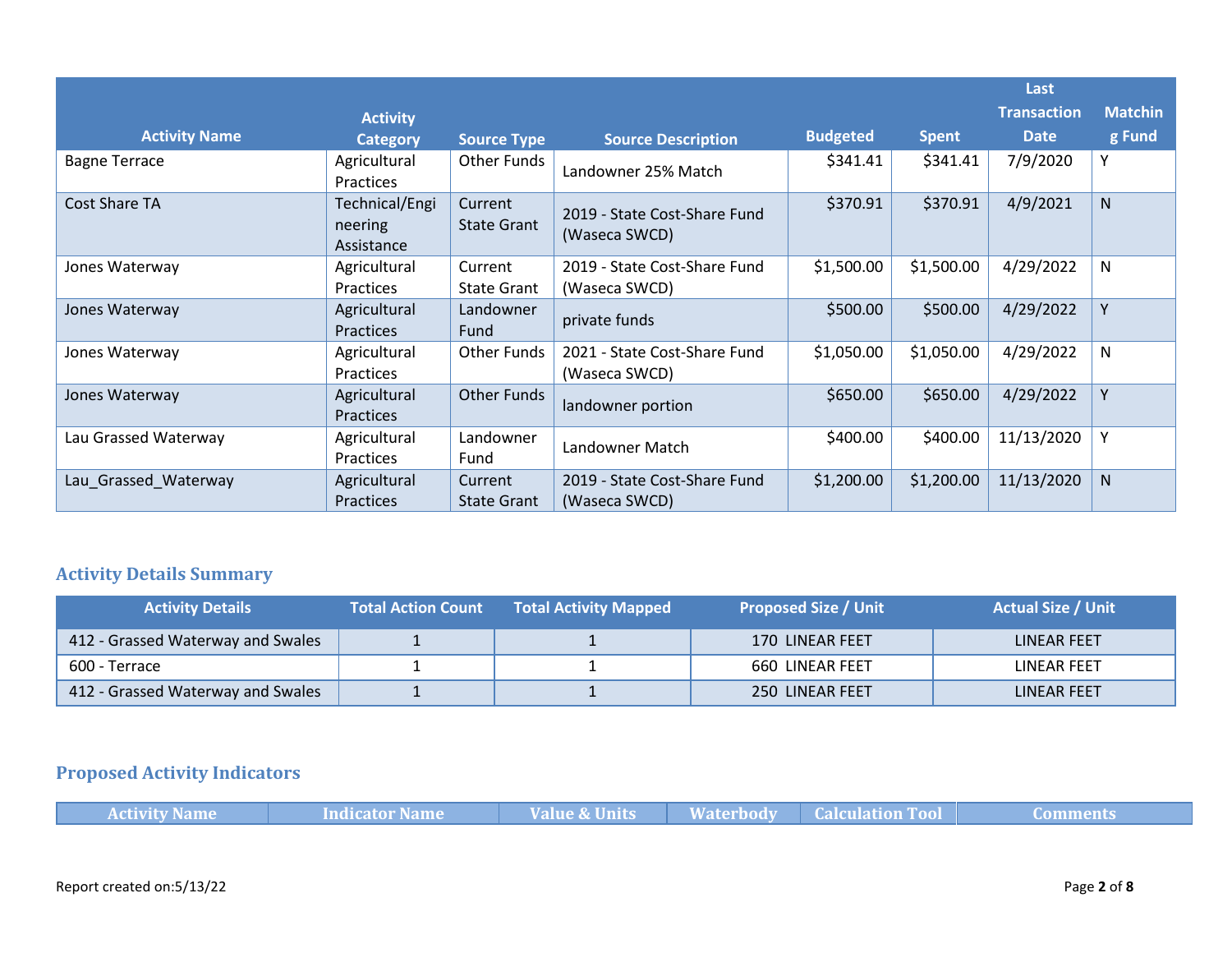| Activity Name | Activity Category | Source Type | Source Description | Budgeted | Spent | Last Transaction Date | Matching Fund |
|---|---|---|---|---|---|---|---|
| Bagne Terrace | Agricultural Practices | Other Funds | Landowner 25% Match | $341.41 | $341.41 | 7/9/2020 | Y |
| Cost Share TA | Technical/Engineering Assistance | Current State Grant | 2019 - State Cost-Share Fund (Waseca SWCD) | $370.91 | $370.91 | 4/9/2021 | N |
| Jones Waterway | Agricultural Practices | Current State Grant | 2019 - State Cost-Share Fund (Waseca SWCD) | $1,500.00 | $1,500.00 | 4/29/2022 | N |
| Jones Waterway | Agricultural Practices | Landowner Fund | private funds | $500.00 | $500.00 | 4/29/2022 | Y |
| Jones Waterway | Agricultural Practices | Other Funds | 2021 - State Cost-Share Fund (Waseca SWCD) | $1,050.00 | $1,050.00 | 4/29/2022 | N |
| Jones Waterway | Agricultural Practices | Other Funds | landowner portion | $650.00 | $650.00 | 4/29/2022 | Y |
| Lau Grassed Waterway | Agricultural Practices | Landowner Fund | Landowner Match | $400.00 | $400.00 | 11/13/2020 | Y |
| Lau_Grassed_Waterway | Agricultural Practices | Current State Grant | 2019 - State Cost-Share Fund (Waseca SWCD) | $1,200.00 | $1,200.00 | 11/13/2020 | N |

## Activity Details Summary

| Activity Details | Total Action Count | Total Activity Mapped | Proposed Size / Unit | Actual Size / Unit |
|---|---|---|---|---|
| 412 - Grassed Waterway and Swales | 1 | 1 | 170 LINEAR FEET | LINEAR FEET |
| 600 - Terrace | 1 | 1 | 660 LINEAR FEET | LINEAR FEET |
| 412 - Grassed Waterway and Swales | 1 | 1 | 250 LINEAR FEET | LINEAR FEET |

## Proposed Activity Indicators

| Activity Name | Indicator Name | Value & Units | Waterbody | Calculation Tool | Comments |
|---|---|---|---|---|---|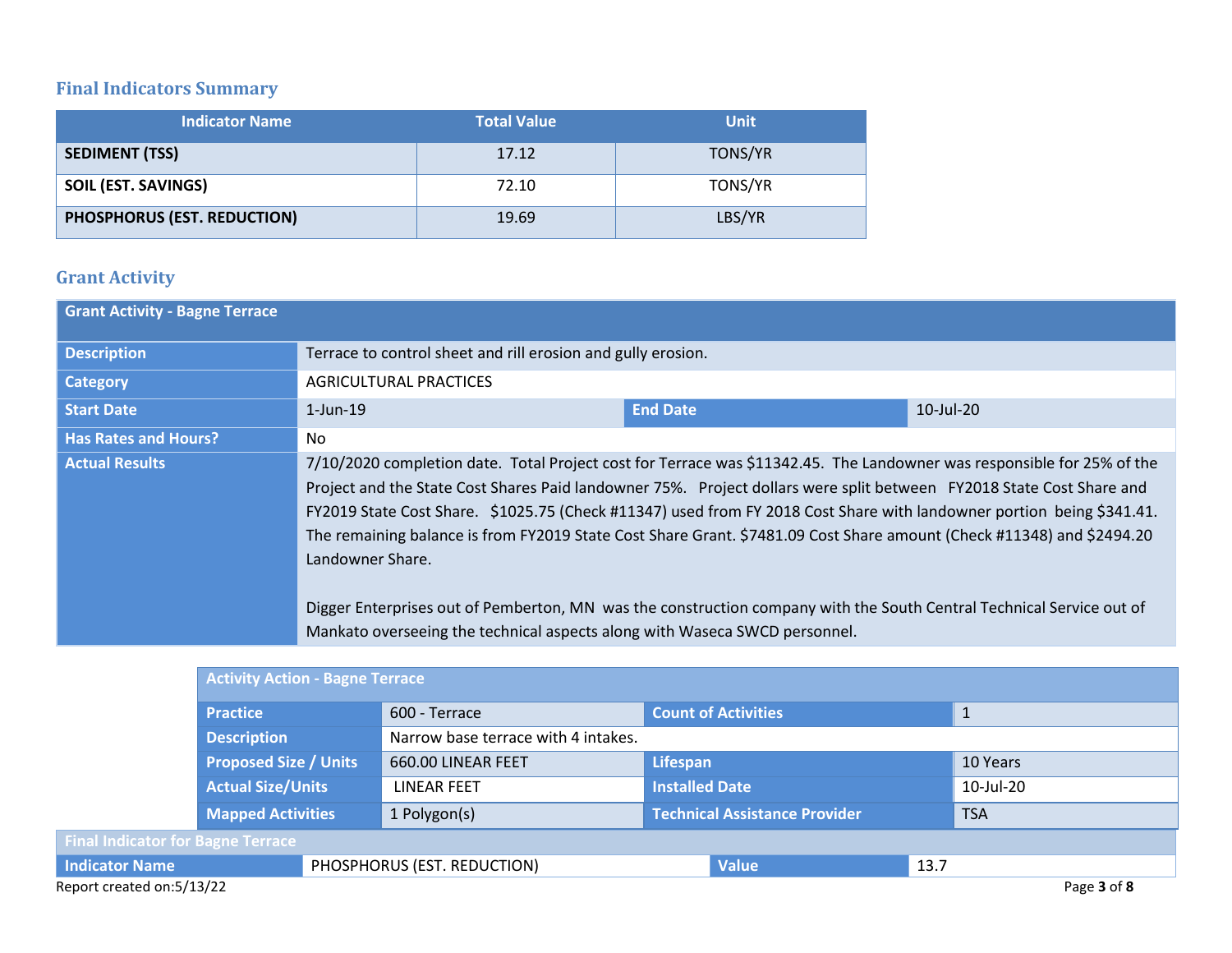## Final Indicators Summary

| Indicator Name | Total Value | Unit |
|---|---|---|
| **SEDIMENT (TSS)** | 17.12 | TONS/YR |
| **SOIL (EST. SAVINGS)** | 72.10 | TONS/YR |
| **PHOSPHORUS (EST. REDUCTION)** | 19.69 | LBS/YR |

## Grant Activity

| Grant Activity - Bagne Terrace | | | |
|---|---|---|---|
| **Description** | Terrace to control sheet and rill erosion and gully erosion. | | |
| **Category** | AGRICULTURAL PRACTICES | | |
| **Start Date** | 1-Jun-19 | **End Date** | 10-Jul-20 |
| **Has Rates and Hours?** | No | | |
| **Actual Results** | 7/10/2020 completion date. Total Project cost for Terrace was $11342.45. The Landowner was responsible for 25% of the Project and the State Cost Shares Paid landowner 75%. Project dollars were split between FY2018 State Cost Share and FY2019 State Cost Share. $1025.75 (Check #11347) used from FY 2018 Cost Share with landowner portion being $341.41. The remaining balance is from FY2019 State Cost Share Grant. $7481.09 Cost Share amount (Check #11348) and $2494.20 Landowner Share.<br><br>Digger Enterprises out of Pemberton, MN was the construction company with the South Central Technical Service out of Mankato overseeing the technical aspects along with Waseca SWCD personnel. | | |

| Activity Action - Bagne Terrace | | | |
|---|---|---|---|
| **Practice** | 600 - Terrace | **Count of Activities** | 1 |
| **Description** | Narrow base terrace with 4 intakes. | | |
| **Proposed Size / Units** | 660.00 LINEAR FEET | **Lifespan** | 10 Years |
| **Actual Size/Units** | LINEAR FEET | **Installed Date** | 10-Jul-20 |
| **Mapped Activities** | 1 Polygon(s) | **Technical Assistance Provider** | TSA |

| Final Indicator for Bagne Terrace | | | |
|---|---|---|---|
| **Indicator Name** | PHOSPHORUS (EST. REDUCTION) | **Value** | 13.7 |

Report created on:5/13/22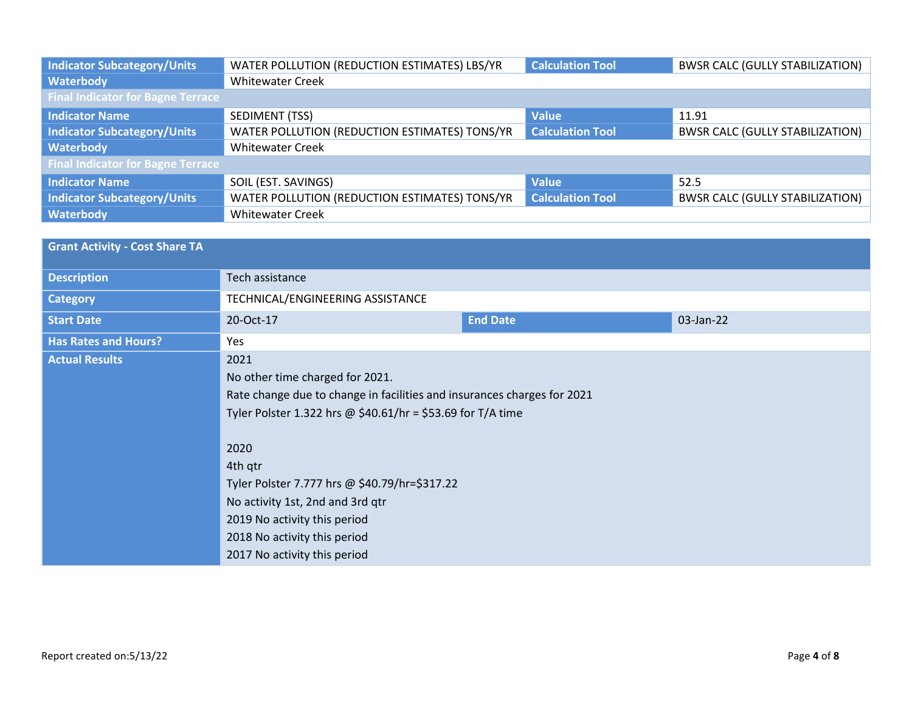| | | | |
|---|---|---|---|
| **Indicator Subcategory/Units** | WATER POLLUTION (REDUCTION ESTIMATES) LBS/YR | **Calculation Tool** | BWSR CALC (GULLY STABILIZATION) |
| **Waterbody** | Whitewater Creek | | |
| **Final Indicator for Bagne Terrace** | | | |
| **Indicator Name** | SEDIMENT (TSS) | **Value** | 11.91 |
| **Indicator Subcategory/Units** | WATER POLLUTION (REDUCTION ESTIMATES) TONS/YR | **Calculation Tool** | BWSR CALC (GULLY STABILIZATION) |
| **Waterbody** | Whitewater Creek | | |
| **Final Indicator for Bagne Terrace** | | | |
| **Indicator Name** | SOIL (EST. SAVINGS) | **Value** | 52.5 |
| **Indicator Subcategory/Units** | WATER POLLUTION (REDUCTION ESTIMATES) TONS/YR | **Calculation Tool** | BWSR CALC (GULLY STABILIZATION) |
| **Waterbody** | Whitewater Creek | | |

| **Grant Activity - Cost Share TA** | | | |
|---|---|---|---|
| **Description** | Tech assistance | | |
| **Category** | TECHNICAL/ENGINEERING ASSISTANCE | | |
| **Start Date** | 20-Oct-17 | **End Date** | 03-Jan-22 |
| **Has Rates and Hours?** | Yes | | |
| **Actual Results** | 2021<br>No other time charged for 2021.<br>Rate change due to change in facilities and insurances charges for 2021<br>Tyler Polster 1.322 hrs @ $40.61/hr = $53.69 for T/A time<br><br>2020<br>4th qtr<br>Tyler Polster 7.777 hrs @ $40.79/hr=$317.22<br>No activity 1st, 2nd and 3rd qtr<br>2019 No activity this period<br>2018 No activity this period<br>2017 No activity this period | | |

Report created on:5/13/22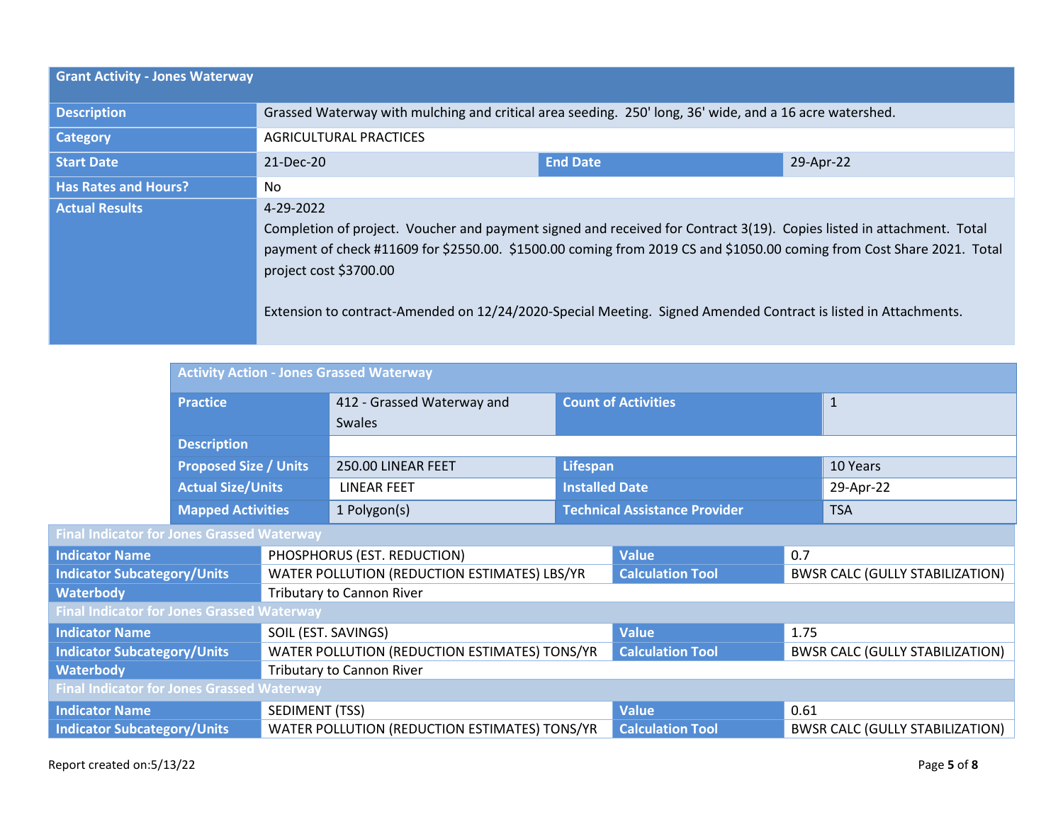| Grant Activity - Jones Waterway | | | |
|---|---|---|---|
| **Description** | Grassed Waterway with mulching and critical area seeding. 250' long, 36' wide, and a 16 acre watershed. | | |
| **Category** | AGRICULTURAL PRACTICES | | |
| **Start Date** | 21-Dec-20 | **End Date** | 29-Apr-22 |
| **Has Rates and Hours?** | No | | |
| **Actual Results** | 4-29-2022<br>Completion of project. Voucher and payment signed and received for Contract 3(19). Copies listed in attachment. Total payment of check #11609 for $2550.00. $1500.00 coming from 2019 CS and $1050.00 coming from Cost Share 2021. Total project cost $3700.00<br><br>Extension to contract-Amended on 12/24/2020-Special Meeting. Signed Amended Contract is listed in Attachments. | | |

| Activity Action - Jones Grassed Waterway | | | |
|---|---|---|---|
| **Practice** | 412 - Grassed Waterway and Swales | **Count of Activities** | 1 |
| **Description** | | | |
| **Proposed Size / Units** | 250.00 LINEAR FEET | **Lifespan** | 10 Years |
| **Actual Size/Units** | LINEAR FEET | **Installed Date** | 29-Apr-22 |
| **Mapped Activities** | 1 Polygon(s) | **Technical Assistance Provider** | TSA |

| Final Indicator for Jones Grassed Waterway | | | |
|---|---|---|---|
| **Indicator Name** | PHOSPHORUS (EST. REDUCTION) | **Value** | 0.7 |
| **Indicator Subcategory/Units** | WATER POLLUTION (REDUCTION ESTIMATES) LBS/YR | **Calculation Tool** | BWSR CALC (GULLY STABILIZATION) |
| **Waterbody** | Tributary to Cannon River | | |

| Final Indicator for Jones Grassed Waterway | | | |
|---|---|---|---|
| **Indicator Name** | SOIL (EST. SAVINGS) | **Value** | 1.75 |
| **Indicator Subcategory/Units** | WATER POLLUTION (REDUCTION ESTIMATES) TONS/YR | **Calculation Tool** | BWSR CALC (GULLY STABILIZATION) |
| **Waterbody** | Tributary to Cannon River | | |

| Final Indicator for Jones Grassed Waterway | | | |
|---|---|---|---|
| **Indicator Name** | SEDIMENT (TSS) | **Value** | 0.61 |
| **Indicator Subcategory/Units** | WATER POLLUTION (REDUCTION ESTIMATES) TONS/YR | **Calculation Tool** | BWSR CALC (GULLY STABILIZATION) |

Report created on:5/13/22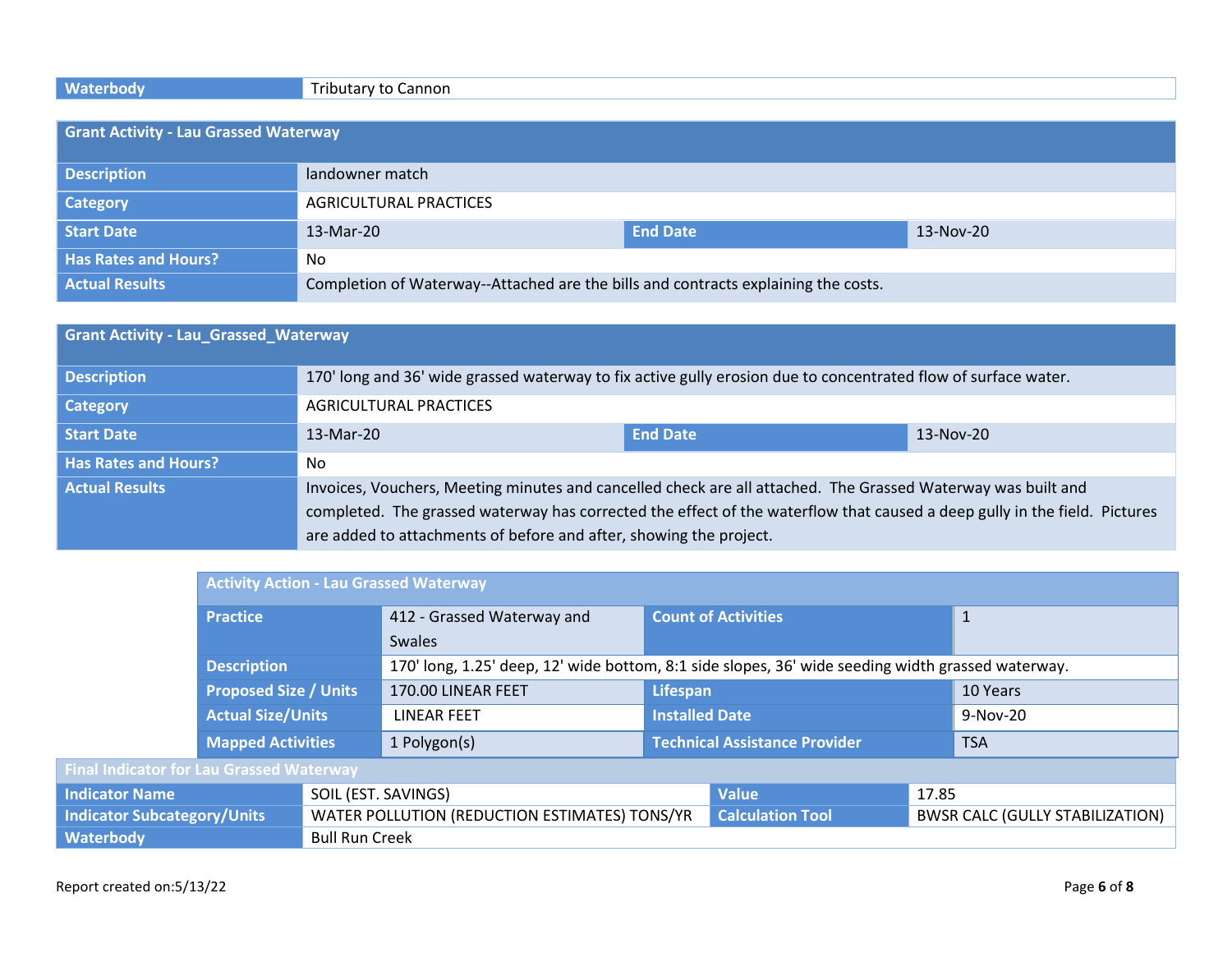| Waterbody | Tributary to Cannon |
|---|---|

| Grant Activity - Lau Grassed Waterway | | | |
|---|---|---|---|
| Description | landowner match | | |
| Category | AGRICULTURAL PRACTICES | | |
| Start Date | 13-Mar-20 | End Date | 13-Nov-20 |
| Has Rates and Hours? | No | | |
| Actual Results | Completion of Waterway--Attached are the bills and contracts explaining the costs. | | |

| Grant Activity - Lau_Grassed_Waterway | | | |
|---|---|---|---|
| Description | 170' long and 36' wide grassed waterway to fix active gully erosion due to concentrated flow of surface water. | | |
| Category | AGRICULTURAL PRACTICES | | |
| Start Date | 13-Mar-20 | End Date | 13-Nov-20 |
| Has Rates and Hours? | No | | |
| Actual Results | Invoices, Vouchers, Meeting minutes and cancelled check are all attached. The Grassed Waterway was built and completed. The grassed waterway has corrected the effect of the waterflow that caused a deep gully in the field. Pictures are added to attachments of before and after, showing the project. | | |

| Activity Action - Lau Grassed Waterway | | | |
|---|---|---|---|
| Practice | 412 - Grassed Waterway and Swales | Count of Activities | 1 |
| Description | 170' long, 1.25' deep, 12' wide bottom, 8:1 side slopes, 36' wide seeding width grassed waterway. | | |
| Proposed Size / Units | 170.00 LINEAR FEET | Lifespan | 10 Years |
| Actual Size/Units | LINEAR FEET | Installed Date | 9-Nov-20 |
| Mapped Activities | 1 Polygon(s) | Technical Assistance Provider | TSA |

| Final Indicator for Lau Grassed Waterway | | | |
|---|---|---|---|
| Indicator Name | SOIL (EST. SAVINGS) | Value | 17.85 |
| Indicator Subcategory/Units | WATER POLLUTION (REDUCTION ESTIMATES) TONS/YR | Calculation Tool | BWSR CALC (GULLY STABILIZATION) |
| Waterbody | Bull Run Creek | | |

Report created on:5/13/22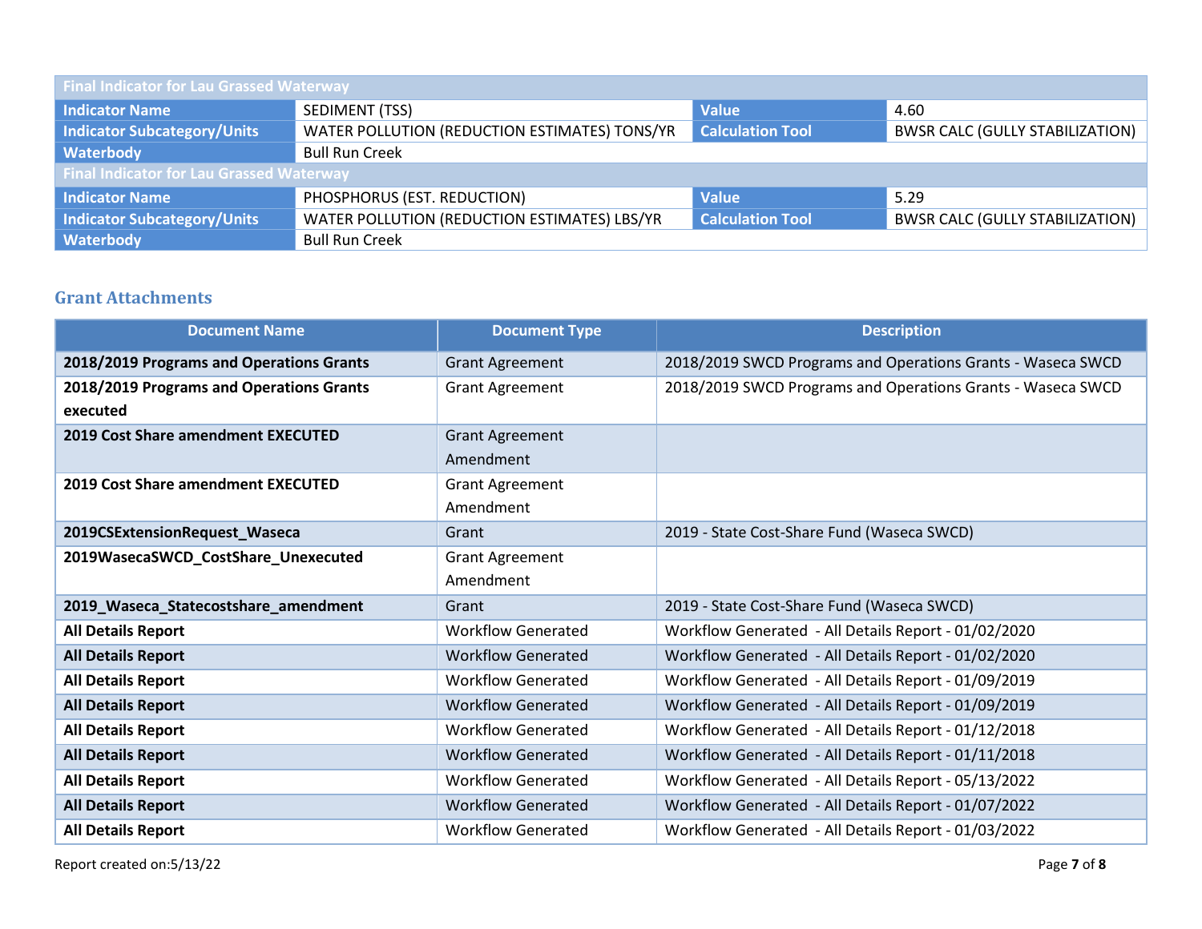| Final Indicator for Lau Grassed Waterway | | | |
|---|---|---|---|
| **Indicator Name** | SEDIMENT (TSS) | **Value** | 4.60 |
| **Indicator Subcategory/Units** | WATER POLLUTION (REDUCTION ESTIMATES) TONS/YR | **Calculation Tool** | BWSR CALC (GULLY STABILIZATION) |
| **Waterbody** | Bull Run Creek | | |

| Final Indicator for Lau Grassed Waterway | | | |
|---|---|---|---|
| **Indicator Name** | PHOSPHORUS (EST. REDUCTION) | **Value** | 5.29 |
| **Indicator Subcategory/Units** | WATER POLLUTION (REDUCTION ESTIMATES) LBS/YR | **Calculation Tool** | BWSR CALC (GULLY STABILIZATION) |
| **Waterbody** | Bull Run Creek | | |

## Grant Attachments

| Document Name | Document Type | Description |
|---|---|---|
| **2018/2019 Programs and Operations Grants** | Grant Agreement | 2018/2019 SWCD Programs and Operations Grants - Waseca SWCD |
| **2018/2019 Programs and Operations Grants executed** | Grant Agreement | 2018/2019 SWCD Programs and Operations Grants - Waseca SWCD |
| **2019 Cost Share amendment EXECUTED** | Grant Agreement Amendment | |
| **2019 Cost Share amendment EXECUTED** | Grant Agreement Amendment | |
| **2019CSExtensionRequest_Waseca** | Grant | 2019 - State Cost-Share Fund (Waseca SWCD) |
| **2019WasecaSWCD_CostShare_Unexecuted** | Grant Agreement Amendment | |
| **2019_Waseca_Statecostshare_amendment** | Grant | 2019 - State Cost-Share Fund (Waseca SWCD) |
| **All Details Report** | Workflow Generated | Workflow Generated - All Details Report - 01/02/2020 |
| **All Details Report** | Workflow Generated | Workflow Generated - All Details Report - 01/02/2020 |
| **All Details Report** | Workflow Generated | Workflow Generated - All Details Report - 01/09/2019 |
| **All Details Report** | Workflow Generated | Workflow Generated - All Details Report - 01/09/2019 |
| **All Details Report** | Workflow Generated | Workflow Generated - All Details Report - 01/12/2018 |
| **All Details Report** | Workflow Generated | Workflow Generated - All Details Report - 01/11/2018 |
| **All Details Report** | Workflow Generated | Workflow Generated - All Details Report - 05/13/2022 |
| **All Details Report** | Workflow Generated | Workflow Generated - All Details Report - 01/07/2022 |
| **All Details Report** | Workflow Generated | Workflow Generated - All Details Report - 01/03/2022 |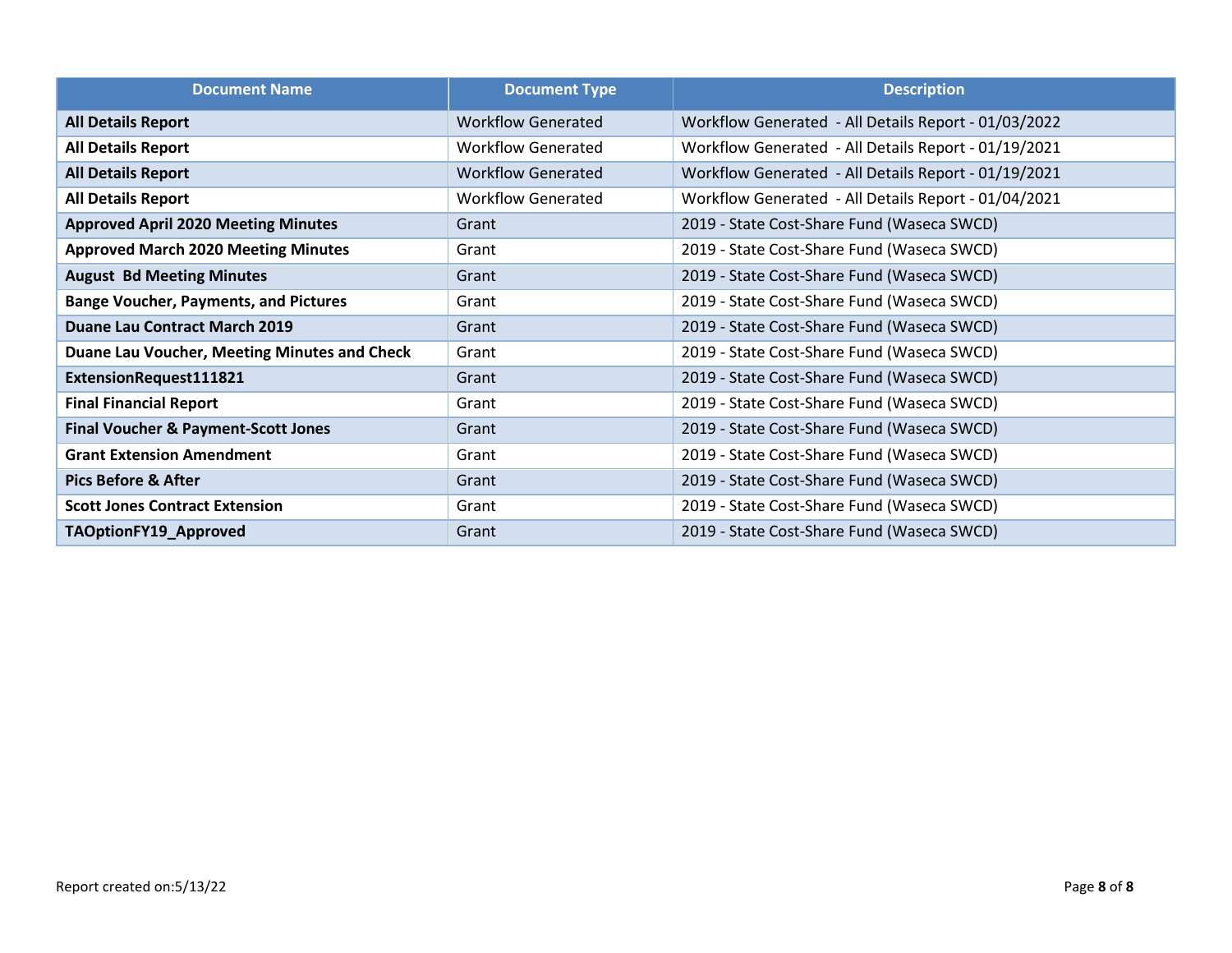| Document Name | Document Type | Description |
|---|---|---|
| **All Details Report** | Workflow Generated | Workflow Generated - All Details Report - 01/03/2022 |
| **All Details Report** | Workflow Generated | Workflow Generated - All Details Report - 01/19/2021 |
| **All Details Report** | Workflow Generated | Workflow Generated - All Details Report - 01/19/2021 |
| **All Details Report** | Workflow Generated | Workflow Generated - All Details Report - 01/04/2021 |
| **Approved April 2020 Meeting Minutes** | Grant | 2019 - State Cost-Share Fund (Waseca SWCD) |
| **Approved March 2020 Meeting Minutes** | Grant | 2019 - State Cost-Share Fund (Waseca SWCD) |
| **August Bd Meeting Minutes** | Grant | 2019 - State Cost-Share Fund (Waseca SWCD) |
| **Bange Voucher, Payments, and Pictures** | Grant | 2019 - State Cost-Share Fund (Waseca SWCD) |
| **Duane Lau Contract March 2019** | Grant | 2019 - State Cost-Share Fund (Waseca SWCD) |
| **Duane Lau Voucher, Meeting Minutes and Check** | Grant | 2019 - State Cost-Share Fund (Waseca SWCD) |
| **ExtensionRequest111821** | Grant | 2019 - State Cost-Share Fund (Waseca SWCD) |
| **Final Financial Report** | Grant | 2019 - State Cost-Share Fund (Waseca SWCD) |
| **Final Voucher & Payment-Scott Jones** | Grant | 2019 - State Cost-Share Fund (Waseca SWCD) |
| **Grant Extension Amendment** | Grant | 2019 - State Cost-Share Fund (Waseca SWCD) |
| **Pics Before & After** | Grant | 2019 - State Cost-Share Fund (Waseca SWCD) |
| **Scott Jones Contract Extension** | Grant | 2019 - State Cost-Share Fund (Waseca SWCD) |
| **TAOptionFY19_Approved** | Grant | 2019 - State Cost-Share Fund (Waseca SWCD) |

Report created on:5/13/22